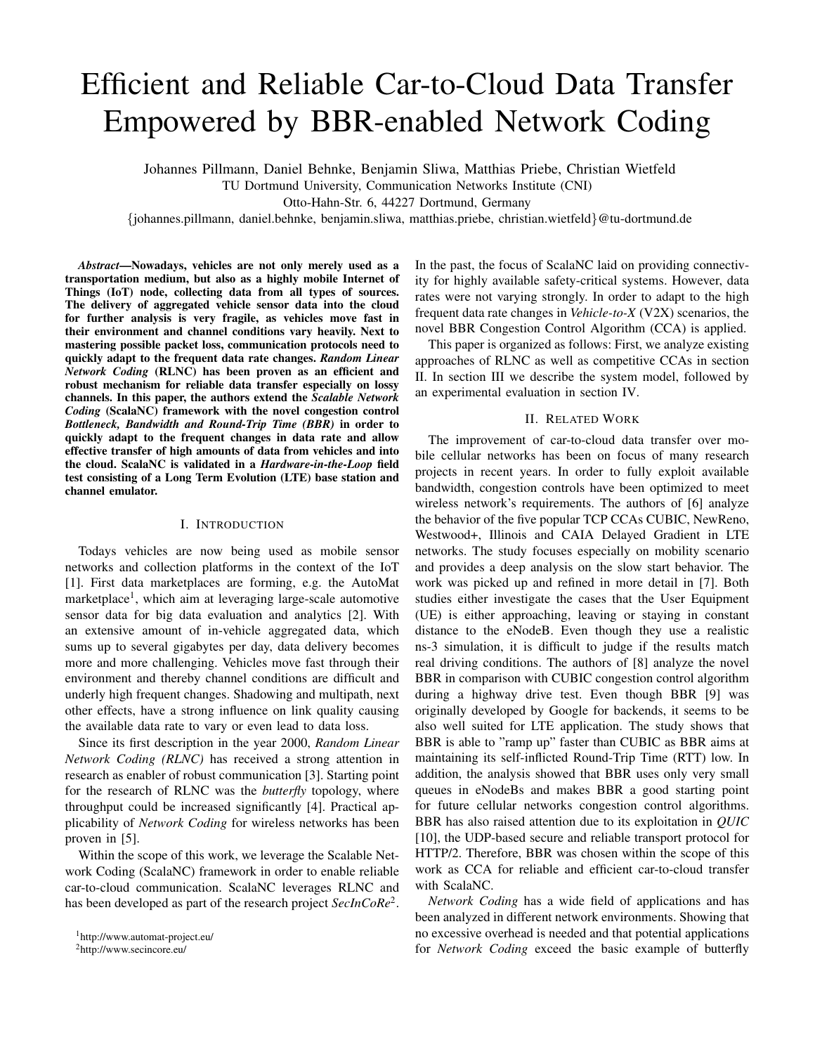# Efficient and Reliable Car-to-Cloud Data Transfer Empowered by BBR-enabled Network Coding

Johannes Pillmann, Daniel Behnke, Benjamin Sliwa, Matthias Priebe, Christian Wietfeld

TU Dortmund University, Communication Networks Institute (CNI)

Otto-Hahn-Str. 6, 44227 Dortmund, Germany

{johannes.pillmann, daniel.behnke, benjamin.sliwa, matthias.priebe, christian.wietfeld}@tu-dortmund.de

***Abstract*—Nowadays, vehicles are not only merely used as a transportation medium, but also as a highly mobile Internet of Things (IoT) node, collecting data from all types of sources. The delivery of aggregated vehicle sensor data into the cloud for further analysis is very fragile, as vehicles move fast in their environment and channel conditions vary heavily. Next to mastering possible packet loss, communication protocols need to quickly adapt to the frequent data rate changes. *Random Linear Network Coding* (RLNC) has been proven as an efficient and robust mechanism for reliable data transfer especially on lossy channels. In this paper, the authors extend the *Scalable Network Coding* (ScalaNC) framework with the novel congestion control *Bottleneck, Bandwidth and Round-Trip Time (BBR)* in order to quickly adapt to the frequent changes in data rate and allow effective transfer of high amounts of data from vehicles and into the cloud. ScalaNC is validated in a *Hardware-in-the-Loop* field test consisting of a Long Term Evolution (LTE) base station and channel emulator.**

## I. Introduction

Todays vehicles are now being used as mobile sensor networks and collection platforms in the context of the IoT [1]. First data marketplaces are forming, e.g. the AutoMat marketplace[1], which aim at leveraging large-scale automotive sensor data for big data evaluation and analytics [2]. With an extensive amount of in-vehicle aggregated data, which sums up to several gigabytes per day, data delivery becomes more and more challenging. Vehicles move fast through their environment and thereby channel conditions are difficult and underly high frequent changes. Shadowing and multipath, next other effects, have a strong influence on link quality causing the available data rate to vary or even lead to data loss.

Since its first description in the year 2000, *Random Linear Network Coding (RLNC)* has received a strong attention in research as enabler of robust communication [3]. Starting point for the research of RLNC was the *butterfly* topology, where throughput could be increased significantly [4]. Practical applicability of *Network Coding* for wireless networks has been proven in [5].

Within the scope of this work, we leverage the Scalable Network Coding (ScalaNC) framework in order to enable reliable car-to-cloud communication. ScalaNC leverages RLNC and has been developed as part of the research project *SecInCoRe*[2]. In the past, the focus of ScalaNC laid on providing connectivity for highly available safety-critical systems. However, data rates were not varying strongly. In order to adapt to the high frequent data rate changes in *Vehicle-to-X* (V2X) scenarios, the novel BBR Congestion Control Algorithm (CCA) is applied.

This paper is organized as follows: First, we analyze existing approaches of RLNC as well as competitive CCAs in section II. In section III we describe the system model, followed by an experimental evaluation in section IV.

## II. Related Work

The improvement of car-to-cloud data transfer over mobile cellular networks has been on focus of many research projects in recent years. In order to fully exploit available bandwidth, congestion controls have been optimized to meet wireless network's requirements. The authors of [6] analyze the behavior of the five popular TCP CCAs CUBIC, NewReno, Westwood+, Illinois and CAIA Delayed Gradient in LTE networks. The study focuses especially on mobility scenario and provides a deep analysis on the slow start behavior. The work was picked up and refined in more detail in [7]. Both studies either investigate the cases that the User Equipment (UE) is either approaching, leaving or staying in constant distance to the eNodeB. Even though they use a realistic ns-3 simulation, it is difficult to judge if the results match real driving conditions. The authors of [8] analyze the novel BBR in comparison with CUBIC congestion control algorithm during a highway drive test. Even though BBR [9] was originally developed by Google for backends, it seems to be also well suited for LTE application. The study shows that BBR is able to "ramp up" faster than CUBIC as BBR aims at maintaining its self-inflicted Round-Trip Time (RTT) low. In addition, the analysis showed that BBR uses only very small queues in eNodeBs and makes BBR a good starting point for future cellular networks congestion control algorithms. BBR has also raised attention due to its exploitation in *QUIC* [10], the UDP-based secure and reliable transport protocol for HTTP/2. Therefore, BBR was chosen within the scope of this work as CCA for reliable and efficient car-to-cloud transfer with ScalaNC.

*Network Coding* has a wide field of applications and has been analyzed in different network environments. Showing that no excessive overhead is needed and that potential applications for *Network Coding* exceed the basic example of butterfly

[1] http://www.automat-project.eu/

[2] http://www.secincore.eu/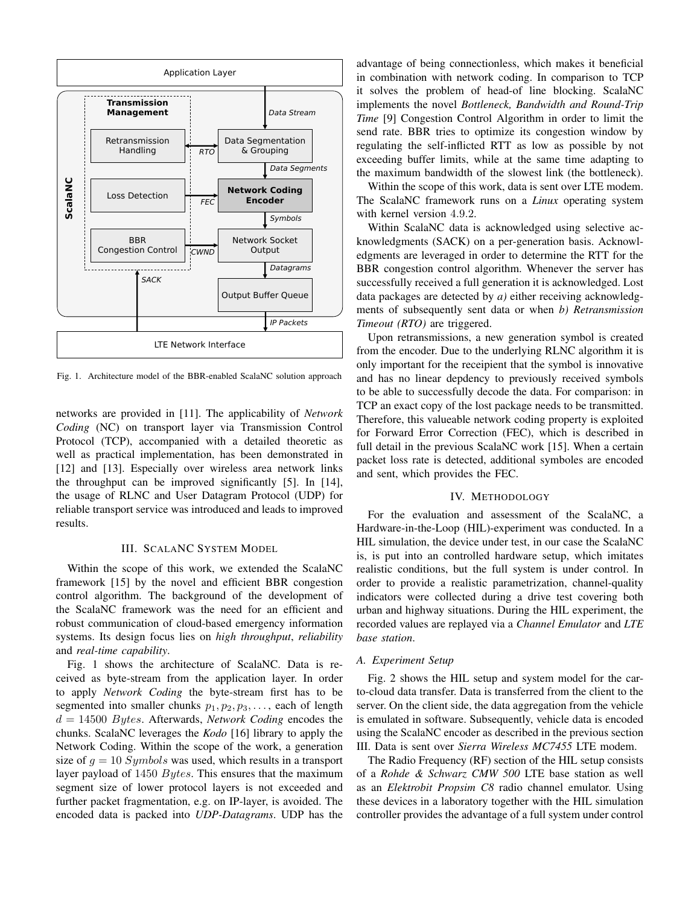Application Layer

ScalaNC

Transmission Management

Retransmission Handling

RTO

Data Stream

Data Segmentation & Grouping

Data Segments

Loss Detection

FEC

Network Coding Encoder

Symbols

BBR Congestion Control

CWND

Network Socket Output

Datagrams

SACK

Output Buffer Queue

IP Packets

LTE Network Interface

Fig. 1. Architecture model of the BBR-enabled ScalaNC solution approach

networks are provided in [11]. The applicability of *Network Coding* (NC) on transport layer via Transmission Control Protocol (TCP), accompanied with a detailed theoretic as well as practical implementation, has been demonstrated in [12] and [13]. Especially over wireless area network links the throughput can be improved significantly [5]. In [14], the usage of RLNC and User Datagram Protocol (UDP) for reliable transport service was introduced and leads to improved results.

## III. ScalaNC System Model

Within the scope of this work, we extended the ScalaNC framework [15] by the novel and efficient BBR congestion control algorithm. The background of the development of the ScalaNC framework was the need for an efficient and robust communication of cloud-based emergency information systems. Its design focus lies on *high throughput*, *reliability* and *real-time capability*.

Fig. 1 shows the architecture of ScalaNC. Data is received as byte-stream from the application layer. In order to apply *Network Coding* the byte-stream first has to be segmented into smaller chunks $p_1, p_2, p_3, \dots$, each of length $d = 14500\ Bytes$. Afterwards, *Network Coding* encodes the chunks. ScalaNC leverages the *Kodo* [16] library to apply the Network Coding. Within the scope of the work, a generation size of $g = 10\ Symbols$ was used, which results in a transport layer payload of $1450\ Bytes$. This ensures that the maximum segment size of lower protocol layers is not exceeded and further packet fragmentation, e.g. on IP-layer, is avoided. The encoded data is packed into *UDP-Datagrams*. UDP has the advantage of being connectionless, which makes it beneficial in combination with network coding. In comparison to TCP it solves the problem of head-of line blocking. ScalaNC implements the novel *Bottleneck, Bandwidth and Round-Trip Time* [9] Congestion Control Algorithm in order to limit the send rate. BBR tries to optimize its congestion window by regulating the self-inflicted RTT as low as possible by not exceeding buffer limits, while at the same time adapting to the maximum bandwidth of the slowest link (the bottleneck).

Within the scope of this work, data is sent over LTE modem. The ScalaNC framework runs on a *Linux* operating system with kernel version 4.9.2.

Within ScalaNC data is acknowledged using selective acknowledgments (SACK) on a per-generation basis. Acknowledgments are leveraged in order to determine the RTT for the BBR congestion control algorithm. Whenever the server has successfully received a full generation it is acknowledged. Lost data packages are detected by *a)* either receiving acknowledgments of subsequently sent data or when *b) Retransmission Timeout (RTO)* are triggered.

Upon retransmissions, a new generation symbol is created from the encoder. Due to the underlying RLNC algorithm it is only important for the receipient that the symbol is innovative and has no linear depdency to previously received symbols to be able to successfully decode the data. For comparison: in TCP an exact copy of the lost package needs to be transmitted. Therefore, this valueable network coding property is exploited for Forward Error Correction (FEC), which is described in full detail in the previous ScalaNC work [15]. When a certain packet loss rate is detected, additional symboles are encoded and sent, which provides the FEC.

## IV. Methodology

For the evaluation and assessment of the ScalaNC, a Hardware-in-the-Loop (HIL)-experiment was conducted. In a HIL simulation, the device under test, in our case the ScalaNC is, is put into an controlled hardware setup, which imitates realistic conditions, but the full system is under control. In order to provide a realistic parametrization, channel-quality indicators were collected during a drive test covering both urban and highway situations. During the HIL experiment, the recorded values are replayed via a *Channel Emulator* and *LTE base station*.

### A. Experiment Setup

Fig. 2 shows the HIL setup and system model for the car-to-cloud data transfer. Data is transferred from the client to the server. On the client side, the data aggregation from the vehicle is emulated in software. Subsequently, vehicle data is encoded using the ScalaNC encoder as described in the previous section III. Data is sent over *Sierra Wireless MC7455* LTE modem.

The Radio Frequency (RF) section of the HIL setup consists of a *Rohde & Schwarz CMW 500* LTE base station as well as an *Elektrobit Propsim C8* radio channel emulator. Using these devices in a laboratory together with the HIL simulation controller provides the advantage of a full system under control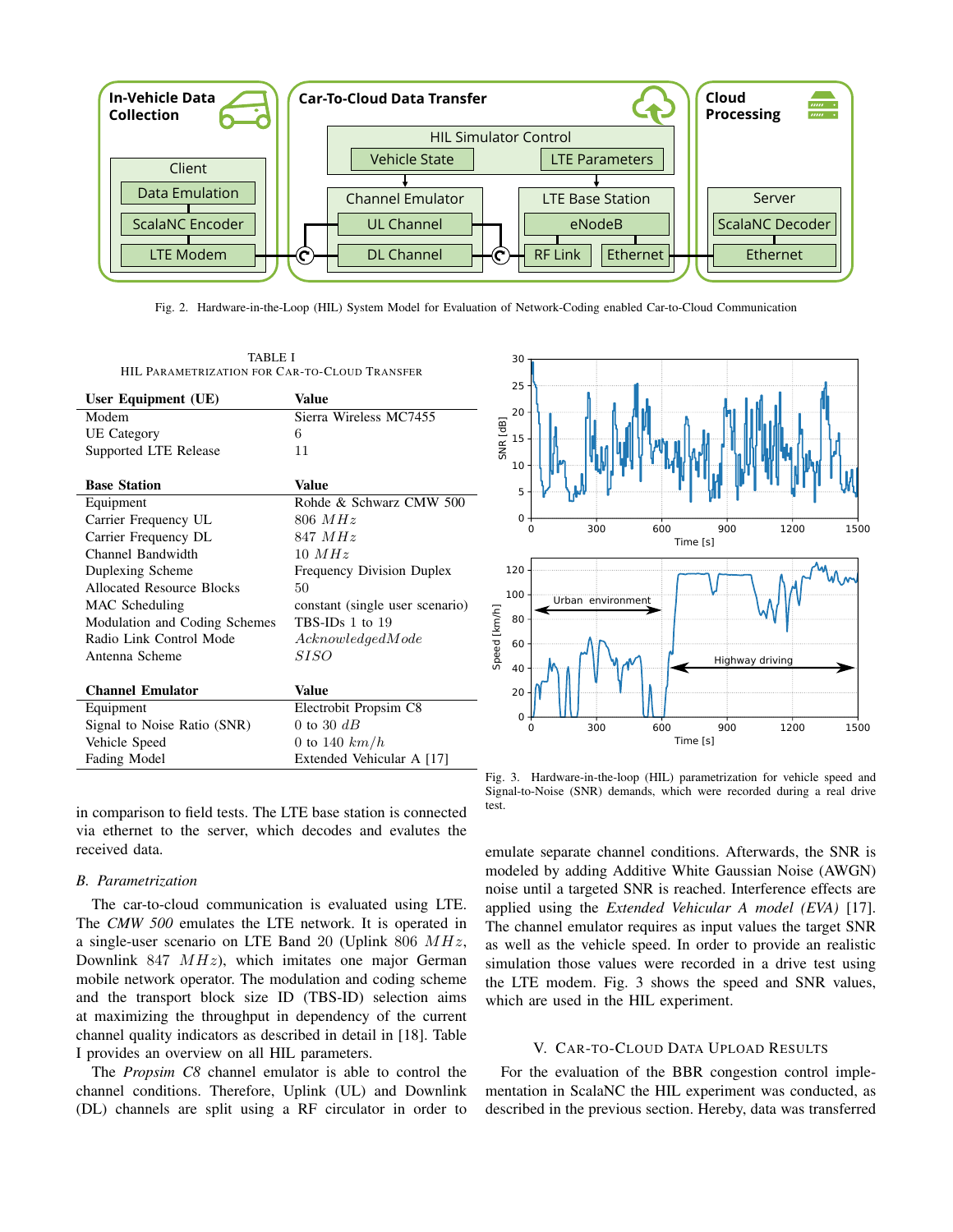Fig. 2. Hardware-in-the-Loop (HIL) System Model for Evaluation of Network-Coding enabled Car-to-Cloud Communication

TABLE I
HIL PARAMETRIZATION FOR CAR-TO-CLOUD TRANSFER

| **User Equipment (UE)** | **Value** |
|---|---|
| Modem | Sierra Wireless MC7455 |
| UE Category | 6 |
| Supported LTE Release | 11 |
| **Base Station** | **Value** |
| Equipment | Rohde & Schwarz CMW 500 |
| Carrier Frequency UL | 806 $MHz$ |
| Carrier Frequency DL | 847 $MHz$ |
| Channel Bandwidth | 10 $MHz$ |
| Duplexing Scheme | Frequency Division Duplex |
| Allocated Resource Blocks | 50 |
| MAC Scheduling | constant (single user scenario) |
| Modulation and Coding Schemes | TBS-IDs 1 to 19 |
| Radio Link Control Mode | $AcknowledgedMode$ |
| Antenna Scheme | $SISO$ |
| **Channel Emulator** | **Value** |
| Equipment | Electrobit Propsim C8 |
| Signal to Noise Ratio (SNR) | 0 to 30 $dB$ |
| Vehicle Speed | 0 to 140 $km/h$ |
| Fading Model | Extended Vehicular A [17] |

Fig. 3. Hardware-in-the-loop (HIL) parametrization for vehicle speed and Signal-to-Noise (SNR) demands, which were recorded during a real drive test.

in comparison to field tests. The LTE base station is connected via ethernet to the server, which decodes and evalutes the received data.

### B. Parametrization

The car-to-cloud communication is evaluated using LTE. The *CMW 500* emulates the LTE network. It is operated in a single-user scenario on LTE Band 20 (Uplink 806 $MHz$, Downlink 847 $MHz$), which imitates one major German mobile network operator. The modulation and coding scheme and the transport block size ID (TBS-ID) selection aims at maximizing the throughput in dependency of the current channel quality indicators as described in detail in [18]. Table I provides an overview on all HIL parameters.

The *Propsim C8* channel emulator is able to control the channel conditions. Therefore, Uplink (UL) and Downlink (DL) channels are split using a RF circulator in order to emulate separate channel conditions. Afterwards, the SNR is modeled by adding Additive White Gaussian Noise (AWGN) noise until a targeted SNR is reached. Interference effects are applied using the *Extended Vehicular A model (EVA)* [17]. The channel emulator requires as input values the target SNR as well as the vehicle speed. In order to provide an realistic simulation those values were recorded in a drive test using the LTE modem. Fig. 3 shows the speed and SNR values, which are used in the HIL experiment.

## V. CAR-TO-CLOUD DATA UPLOAD RESULTS

For the evaluation of the BBR congestion control implementation in ScalaNC the HIL experiment was conducted, as described in the previous section. Hereby, data was transferred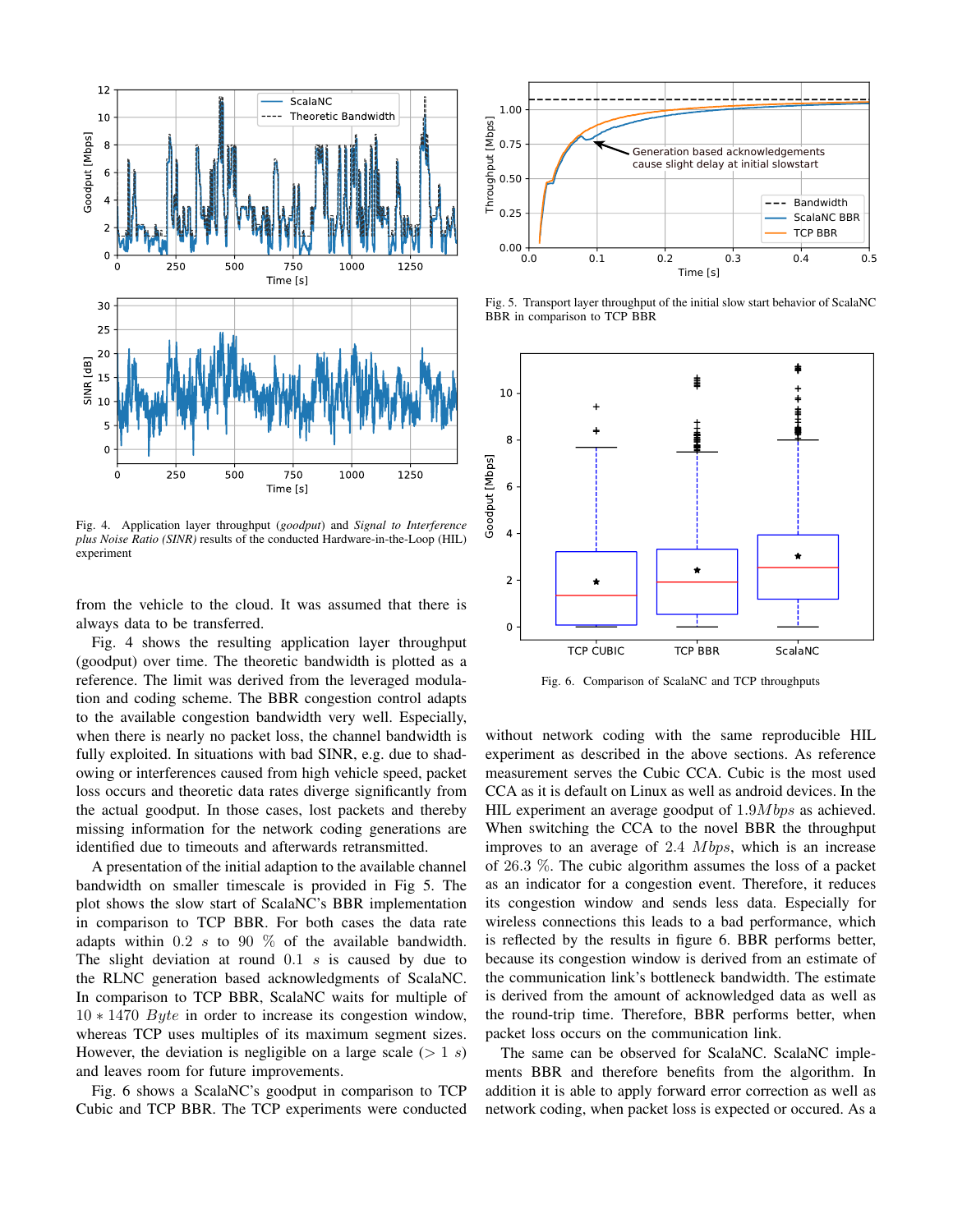Fig. 4. Application layer throughput (*goodput*) and *Signal to Interference plus Noise Ratio (SINR)* results of the conducted Hardware-in-the-Loop (HIL) experiment

from the vehicle to the cloud. It was assumed that there is always data to be transferred.

Fig. 4 shows the resulting application layer throughput (goodput) over time. The theoretic bandwidth is plotted as a reference. The limit was derived from the leveraged modulation and coding scheme. The BBR congestion control adapts to the available congestion bandwidth very well. Especially, when there is nearly no packet loss, the channel bandwidth is fully exploited. In situations with bad SINR, e.g. due to shadowing or interferences caused from high vehicle speed, packet loss occurs and theoretic data rates diverge significantly from the actual goodput. In those cases, lost packets and thereby missing information for the network coding generations are identified due to timeouts and afterwards retransmitted.

A presentation of the initial adaption to the available channel bandwidth on smaller timescale is provided in Fig 5. The plot shows the slow start of ScalaNC's BBR implementation in comparison to TCP BBR. For both cases the data rate adapts within $0.2\ s$ to $90\ \%$ of the available bandwidth. The slight deviation at round $0.1\ s$ is caused by due to the RLNC generation based acknowledgments of ScalaNC. In comparison to TCP BBR, ScalaNC waits for multiple of $10 * 1470\ Byte$ in order to increase its congestion window, whereas TCP uses multiples of its maximum segment sizes. However, the deviation is negligible on a large scale ($> 1\ s$) and leaves room for future improvements.

Fig. 6 shows a ScalaNC's goodput in comparison to TCP Cubic and TCP BBR. The TCP experiments were conducted without network coding with the same reproducible HIL experiment as described in the above sections. As reference measurement serves the Cubic CCA. Cubic is the most used CCA as it is default on Linux as well as android devices. In the HIL experiment an average goodput of $1.9 Mbps$ as achieved. When switching the CCA to the novel BBR the throughput improves to an average of $2.4\ Mbps$, which is an increase of $26.3\ \%$. The cubic algorithm assumes the loss of a packet as an indicator for a congestion event. Therefore, it reduces its congestion window and sends less data. Especially for wireless connections this leads to a bad performance, which is reflected by the results in figure 6. BBR performs better, because its congestion window is derived from an estimate of the communication link's bottleneck bandwidth. The estimate is derived from the amount of acknowledged data as well as the round-trip time. Therefore, BBR performs better, when packet loss occurs on the communication link.

Fig. 5. Transport layer throughput of the initial slow start behavior of ScalaNC BBR in comparison to TCP BBR

Fig. 6. Comparison of ScalaNC and TCP throughputs

The same can be observed for ScalaNC. ScalaNC implements BBR and therefore benefits from the algorithm. In addition it is able to apply forward error correction as well as network coding, when packet loss is expected or occured. As a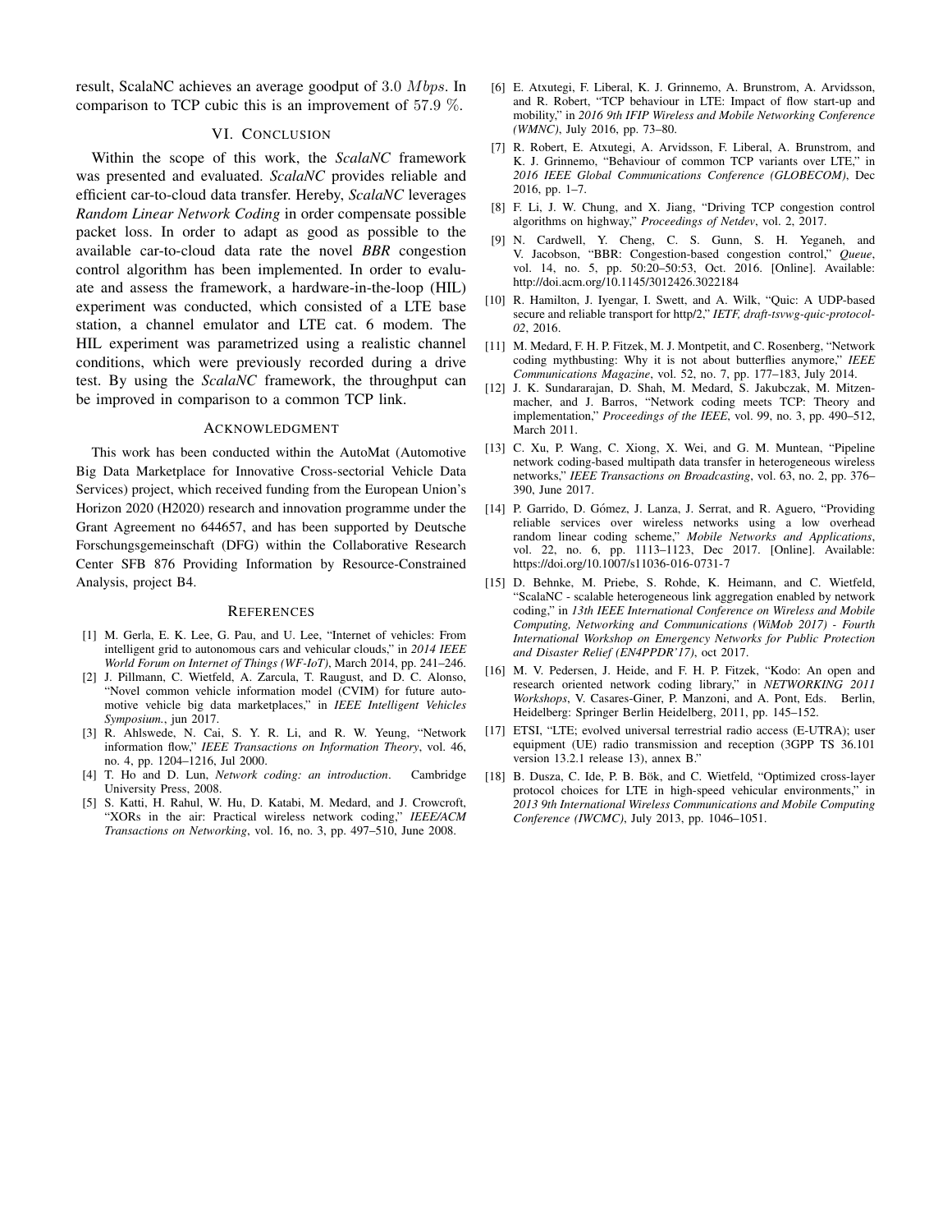result, ScalaNC achieves an average goodput of $3.0\ Mbps$. In comparison to TCP cubic this is an improvement of $57.9\ \%$.

## VI. Conclusion

Within the scope of this work, the *ScalaNC* framework was presented and evaluated. *ScalaNC* provides reliable and efficient car-to-cloud data transfer. Hereby, *ScalaNC* leverages *Random Linear Network Coding* in order compensate possible packet loss. In order to adapt as good as possible to the available car-to-cloud data rate the novel *BBR* congestion control algorithm has been implemented. In order to evaluate and assess the framework, a hardware-in-the-loop (HIL) experiment was conducted, which consisted of a LTE base station, a channel emulator and LTE cat. 6 modem. The HIL experiment was parametrized using a realistic channel conditions, which were previously recorded during a drive test. By using the *ScalaNC* framework, the throughput can be improved in comparison to a common TCP link.

## Acknowledgment

This work has been conducted within the AutoMat (Automotive Big Data Marketplace for Innovative Cross-sectorial Vehicle Data Services) project, which received funding from the European Union's Horizon 2020 (H2020) research and innovation programme under the Grant Agreement no 644657, and has been supported by Deutsche Forschungsgemeinschaft (DFG) within the Collaborative Research Center SFB 876 Providing Information by Resource-Constrained Analysis, project B4.

## References

[1] M. Gerla, E. K. Lee, G. Pau, and U. Lee, "Internet of vehicles: From intelligent grid to autonomous cars and vehicular clouds," in *2014 IEEE World Forum on Internet of Things (WF-IoT)*, March 2014, pp. 241–246.

[2] J. Pillmann, C. Wietfeld, A. Zarcula, T. Raugust, and D. C. Alonso, "Novel common vehicle information model (CVIM) for future automotive vehicle big data marketplaces," in *IEEE Intelligent Vehicles Symposium.*, jun 2017.

[3] R. Ahlswede, N. Cai, S. Y. R. Li, and R. W. Yeung, "Network information flow," *IEEE Transactions on Information Theory*, vol. 46, no. 4, pp. 1204–1216, Jul 2000.

[4] T. Ho and D. Lun, *Network coding: an introduction*. Cambridge University Press, 2008.

[5] S. Katti, H. Rahul, W. Hu, D. Katabi, M. Medard, and J. Crowcroft, "XORs in the air: Practical wireless network coding," *IEEE/ACM Transactions on Networking*, vol. 16, no. 3, pp. 497–510, June 2008.

[6] E. Atxutegi, F. Liberal, K. J. Grinnemo, A. Brunstrom, A. Arvidsson, and R. Robert, "TCP behaviour in LTE: Impact of flow start-up and mobility," in *2016 9th IFIP Wireless and Mobile Networking Conference (WMNC)*, July 2016, pp. 73–80.

[7] R. Robert, E. Atxutegi, A. Arvidsson, F. Liberal, A. Brunstrom, and K. J. Grinnemo, "Behaviour of common TCP variants over LTE," in *2016 IEEE Global Communications Conference (GLOBECOM)*, Dec 2016, pp. 1–7.

[8] F. Li, J. W. Chung, and X. Jiang, "Driving TCP congestion control algorithms on highway," *Proceedings of Netdev*, vol. 2, 2017.

[9] N. Cardwell, Y. Cheng, C. S. Gunn, S. H. Yeganeh, and V. Jacobson, "BBR: Congestion-based congestion control," *Queue*, vol. 14, no. 5, pp. 50:20–50:53, Oct. 2016. [Online]. Available: http://doi.acm.org/10.1145/3012426.3022184

[10] R. Hamilton, J. Iyengar, I. Swett, and A. Wilk, "Quic: A UDP-based secure and reliable transport for http/2," *IETF, draft-tsvwg-quic-protocol-02*, 2016.

[11] M. Medard, F. H. P. Fitzek, M. J. Montpetit, and C. Rosenberg, "Network coding mythbusting: Why it is not about butterflies anymore," *IEEE Communications Magazine*, vol. 52, no. 7, pp. 177–183, July 2014.

[12] J. K. Sundararajan, D. Shah, M. Medard, S. Jakubczak, M. Mitzenmacher, and J. Barros, "Network coding meets TCP: Theory and implementation," *Proceedings of the IEEE*, vol. 99, no. 3, pp. 490–512, March 2011.

[13] C. Xu, P. Wang, C. Xiong, X. Wei, and G. M. Muntean, "Pipeline network coding-based multipath data transfer in heterogeneous wireless networks," *IEEE Transactions on Broadcasting*, vol. 63, no. 2, pp. 376–390, June 2017.

[14] P. Garrido, D. Gómez, J. Lanza, J. Serrat, and R. Aguero, "Providing reliable services over wireless networks using a low overhead random linear coding scheme," *Mobile Networks and Applications*, vol. 22, no. 6, pp. 1113–1123, Dec 2017. [Online]. Available: https://doi.org/10.1007/s11036-016-0731-7

[15] D. Behnke, M. Priebe, S. Rohde, K. Heimann, and C. Wietfeld, "ScalaNC - scalable heterogeneous link aggregation enabled by network coding," in *13th IEEE International Conference on Wireless and Mobile Computing, Networking and Communications (WiMob 2017) - Fourth International Workshop on Emergency Networks for Public Protection and Disaster Relief (EN4PPDR'17)*, oct 2017.

[16] M. V. Pedersen, J. Heide, and F. H. P. Fitzek, "Kodo: An open and research oriented network coding library," in *NETWORKING 2011 Workshops*, V. Casares-Giner, P. Manzoni, and A. Pont, Eds. Berlin, Heidelberg: Springer Berlin Heidelberg, 2011, pp. 145–152.

[17] ETSI, "LTE; evolved universal terrestrial radio access (E-UTRA); user equipment (UE) radio transmission and reception (3GPP TS 36.101 version 13.2.1 release 13), annex B."

[18] B. Dusza, C. Ide, P. B. Bök, and C. Wietfeld, "Optimized cross-layer protocol choices for LTE in high-speed vehicular environments," in *2013 9th International Wireless Communications and Mobile Computing Conference (IWCMC)*, July 2013, pp. 1046–1051.